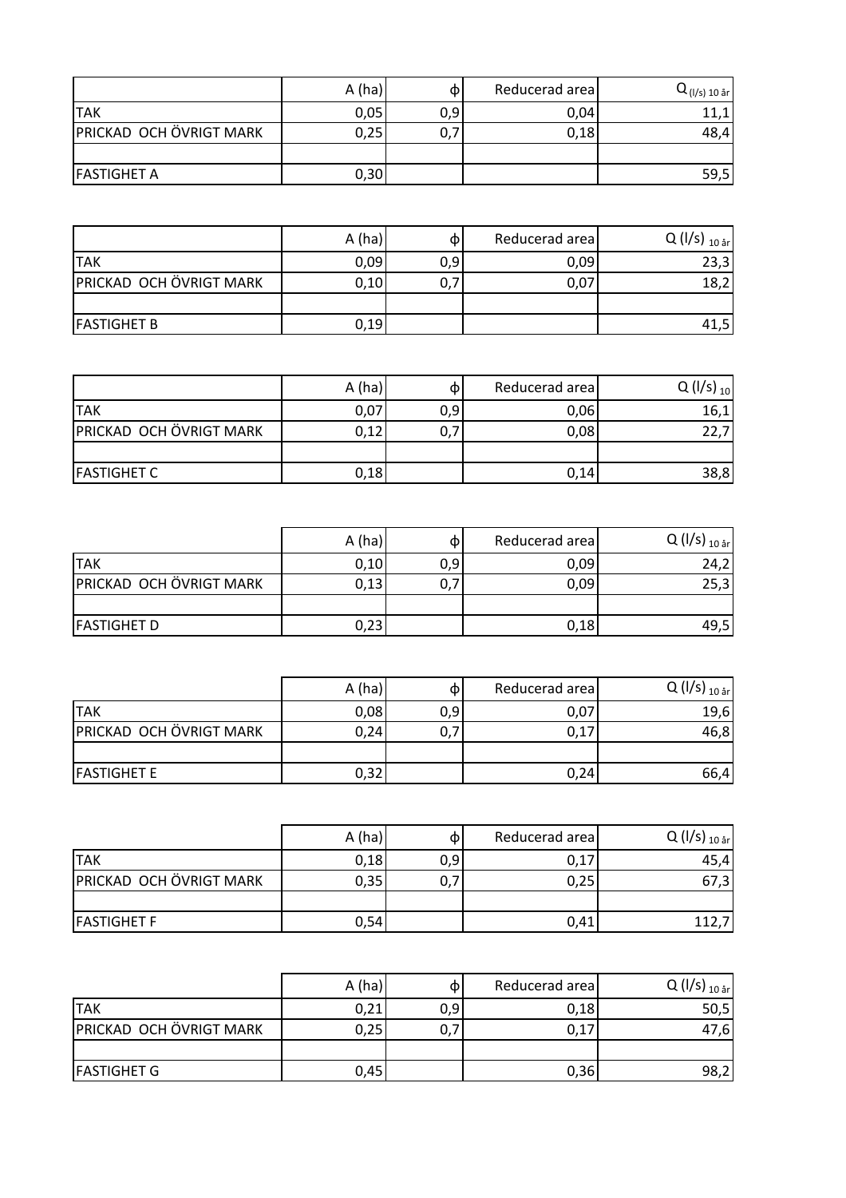| | A (ha) | ϕ | Reducerad area | $Q_{(l/s)\ 10\ år}$ |
|---|---|---|---|---|
| TAK | 0,05 | 0,9 | 0,04 | 11,1 |
| PRICKAD OCH ÖVRIGT MARK | 0,25 | 0,7 | 0,18 | 48,4 |
| | | | | |
| FASTIGHET A | 0,30 | | | 59,5 |

| | A (ha) | ϕ | Reducerad area | Q (l/s) $_{10\ år}$ |
|---|---|---|---|---|
| TAK | 0,09 | 0,9 | 0,09 | 23,3 |
| PRICKAD OCH ÖVRIGT MARK | 0,10 | 0,7 | 0,07 | 18,2 |
| | | | | |
| FASTIGHET B | 0,19 | | | 41,5 |

| | A (ha) | ϕ | Reducerad area | Q (l/s) $_{10}$ |
|---|---|---|---|---|
| TAK | 0,07 | 0,9 | 0,06 | 16,1 |
| PRICKAD OCH ÖVRIGT MARK | 0,12 | 0,7 | 0,08 | 22,7 |
| | | | | |
| FASTIGHET C | 0,18 | | 0,14 | 38,8 |

| | A (ha) | ϕ | Reducerad area | Q (l/s) $_{10\ år}$ |
|---|---|---|---|---|
| TAK | 0,10 | 0,9 | 0,09 | 24,2 |
| PRICKAD OCH ÖVRIGT MARK | 0,13 | 0,7 | 0,09 | 25,3 |
| | | | | |
| FASTIGHET D | 0,23 | | 0,18 | 49,5 |

| | A (ha) | ϕ | Reducerad area | Q (l/s) $_{10\ år}$ |
|---|---|---|---|---|
| TAK | 0,08 | 0,9 | 0,07 | 19,6 |
| PRICKAD OCH ÖVRIGT MARK | 0,24 | 0,7 | 0,17 | 46,8 |
| | | | | |
| FASTIGHET E | 0,32 | | 0,24 | 66,4 |

| | A (ha) | ϕ | Reducerad area | Q (l/s) $_{10\ år}$ |
|---|---|---|---|---|
| TAK | 0,18 | 0,9 | 0,17 | 45,4 |
| PRICKAD OCH ÖVRIGT MARK | 0,35 | 0,7 | 0,25 | 67,3 |
| | | | | |
| FASTIGHET F | 0,54 | | 0,41 | 112,7 |

| | A (ha) | ϕ | Reducerad area | Q (l/s) $_{10\ år}$ |
|---|---|---|---|---|
| TAK | 0,21 | 0,9 | 0,18 | 50,5 |
| PRICKAD OCH ÖVRIGT MARK | 0,25 | 0,7 | 0,17 | 47,6 |
| | | | | |
| FASTIGHET G | 0,45 | | 0,36 | 98,2 |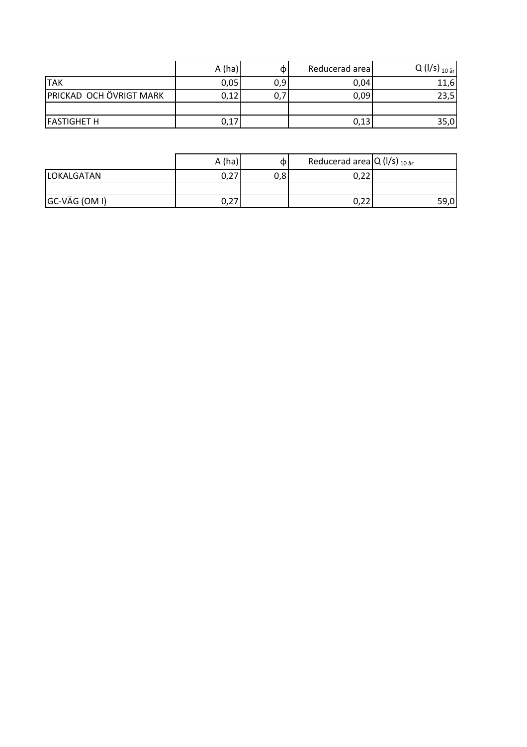| | A (ha) | φ | Reducerad area | Q (l/s) $_{10\ år}$ |
|---|---|---|---|---|
| TAK | 0,05 | 0,9 | 0,04 | 11,6 |
| PRICKAD OCH ÖVRIGT MARK | 0,12 | 0,7 | 0,09 | 23,5 |
| | | | | |
| FASTIGHET H | 0,17 | | 0,13 | 35,0 |

| | A (ha) | φ | Reducerad area | Q (l/s) $_{10\ år}$ |
|---|---|---|---|---|
| LOKALGATAN | 0,27 | 0,8 | 0,22 | |
| | | | | |
| GC-VÄG (OM I) | 0,27 | | 0,22 | 59,0 |